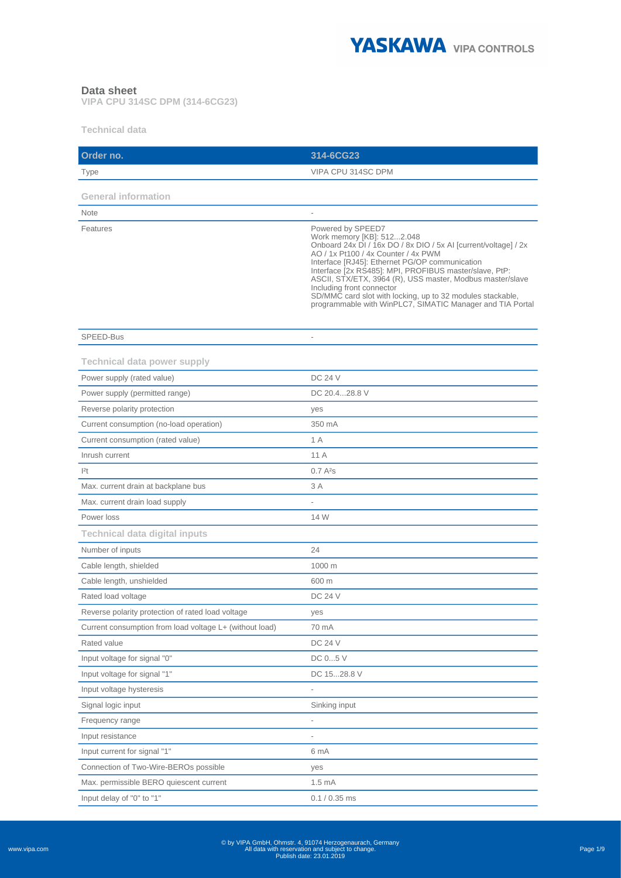# Data sheet

**VIPA CPU 314SC DPM (314-6CG23)**

## Technical data

| Order no. | 314-6CG23 |
|---|---|
| Type | VIPA CPU 314SC DPM |
| **General information** | |
| Note | - |
| Features | Powered by SPEED7<br>Work memory [KB]: 512...2.048<br>Onboard 24x DI / 16x DO / 8x DIO / 5x AI [current/voltage] / 2x AO / 1x Pt100 / 4x Counter / 4x PWM<br>Interface [RJ45]: Ethernet PG/OP communication<br>Interface [2x RS485]: MPI, PROFIBUS master/slave, PtP: ASCII, STX/ETX, 3964 (R), USS master, Modbus master/slave<br>Including front connector<br>SD/MMC card slot with locking, up to 32 modules stackable, programmable with WinPLC7, SIMATIC Manager and TIA Portal |
| SPEED-Bus | - |
| **Technical data power supply** | |
| Power supply (rated value) | DC 24 V |
| Power supply (permitted range) | DC 20.4...28.8 V |
| Reverse polarity protection | yes |
| Current consumption (no-load operation) | 350 mA |
| Current consumption (rated value) | 1 A |
| Inrush current | 11 A |
| $I^2t$ | 0.7 $A^2s$ |
| Max. current drain at backplane bus | 3 A |
| Max. current drain load supply | - |
| Power loss | 14 W |
| **Technical data digital inputs** | |
| Number of inputs | 24 |
| Cable length, shielded | 1000 m |
| Cable length, unshielded | 600 m |
| Rated load voltage | DC 24 V |
| Reverse polarity protection of rated load voltage | yes |
| Current consumption from load voltage L+ (without load) | 70 mA |
| Rated value | DC 24 V |
| Input voltage for signal "0" | DC 0...5 V |
| Input voltage for signal "1" | DC 15...28.8 V |
| Input voltage hysteresis | - |
| Signal logic input | Sinking input |
| Frequency range | - |
| Input resistance | - |
| Input current for signal "1" | 6 mA |
| Connection of Two-Wire-BEROs possible | yes |
| Max. permissible BERO quiescent current | 1.5 mA |
| Input delay of "0" to "1" | 0.1 / 0.35 ms |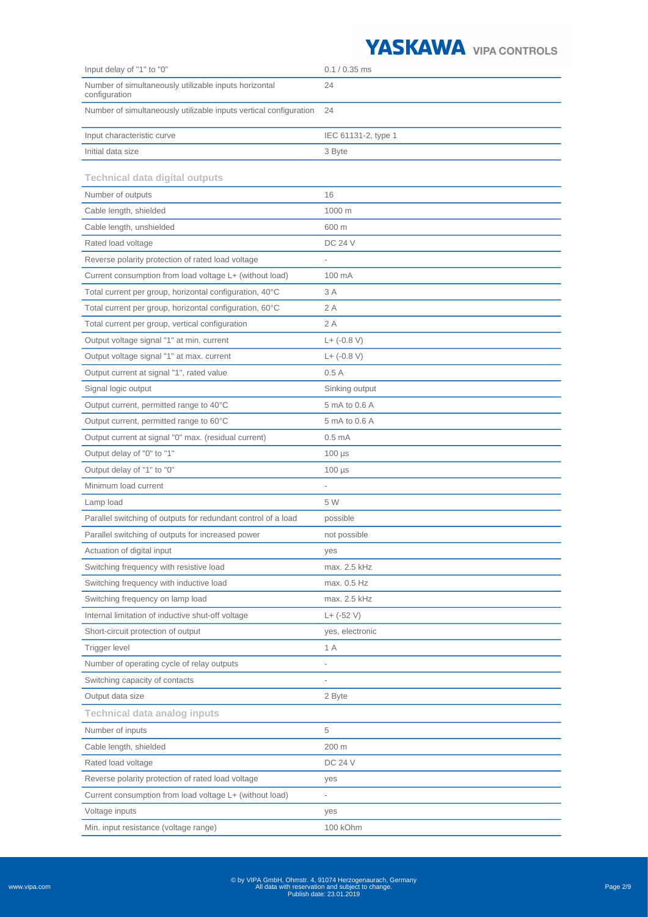| | |
|---|---|
| Input delay of "1" to "0" | 0.1 / 0.35 ms |
| Number of simultaneously utilizable inputs horizontal configuration | 24 |
| Number of simultaneously utilizable inputs vertical configuration | 24 |
| Input characteristic curve | IEC 61131-2, type 1 |
| Initial data size | 3 Byte |

### Technical data digital outputs

| | |
|---|---|
| Number of outputs | 16 |
| Cable length, shielded | 1000 m |
| Cable length, unshielded | 600 m |
| Rated load voltage | DC 24 V |
| Reverse polarity protection of rated load voltage | - |
| Current consumption from load voltage L+ (without load) | 100 mA |
| Total current per group, horizontal configuration, 40°C | 3 A |
| Total current per group, horizontal configuration, 60°C | 2 A |
| Total current per group, vertical configuration | 2 A |
| Output voltage signal "1" at min. current | L+ (-0.8 V) |
| Output voltage signal "1" at max. current | L+ (-0.8 V) |
| Output current at signal "1", rated value | 0.5 A |
| Signal logic output | Sinking output |
| Output current, permitted range to 40°C | 5 mA to 0.6 A |
| Output current, permitted range to 60°C | 5 mA to 0.6 A |
| Output current at signal "0" max. (residual current) | 0.5 mA |
| Output delay of "0" to "1" | 100 µs |
| Output delay of "1" to "0" | 100 µs |
| Minimum load current | - |
| Lamp load | 5 W |
| Parallel switching of outputs for redundant control of a load | possible |
| Parallel switching of outputs for increased power | not possible |
| Actuation of digital input | yes |
| Switching frequency with resistive load | max. 2.5 kHz |
| Switching frequency with inductive load | max. 0.5 Hz |
| Switching frequency on lamp load | max. 2.5 kHz |
| Internal limitation of inductive shut-off voltage | L+ (-52 V) |
| Short-circuit protection of output | yes, electronic |
| Trigger level | 1 A |
| Number of operating cycle of relay outputs | - |
| Switching capacity of contacts | - |
| Output data size | 2 Byte |

### Technical data analog inputs

| | |
|---|---|
| Number of inputs | 5 |
| Cable length, shielded | 200 m |
| Rated load voltage | DC 24 V |
| Reverse polarity protection of rated load voltage | yes |
| Current consumption from load voltage L+ (without load) | - |
| Voltage inputs | yes |
| Min. input resistance (voltage range) | 100 kOhm |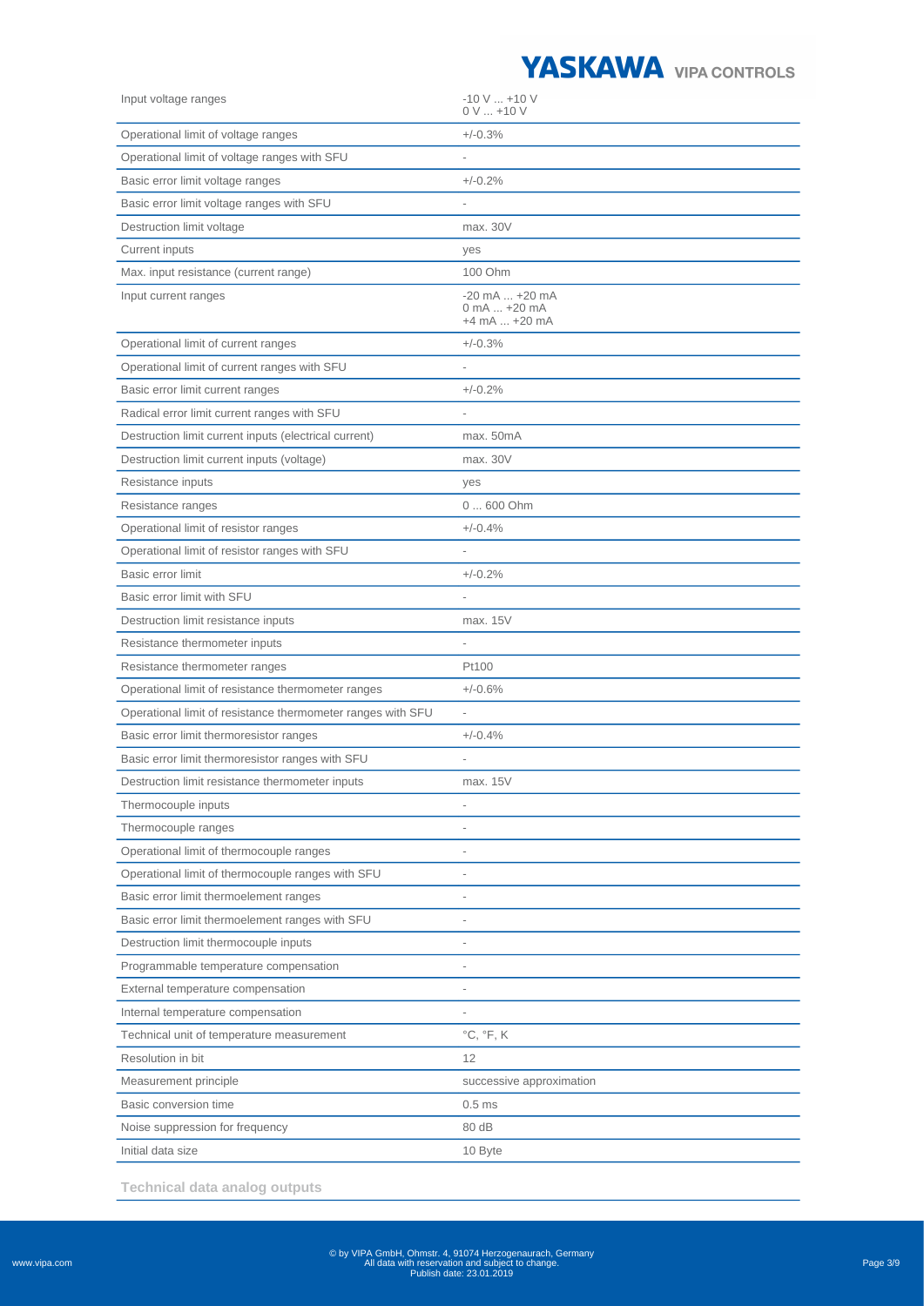| | |
|---|---|
| Input voltage ranges | -10 V ... +10 V<br>0 V ... +10 V |
| Operational limit of voltage ranges | +/-0.3% |
| Operational limit of voltage ranges with SFU | - |
| Basic error limit voltage ranges | +/-0.2% |
| Basic error limit voltage ranges with SFU | - |
| Destruction limit voltage | max. 30V |
| Current inputs | yes |
| Max. input resistance (current range) | 100 Ohm |
| Input current ranges | -20 mA ... +20 mA<br>0 mA ... +20 mA<br>+4 mA ... +20 mA |
| Operational limit of current ranges | +/-0.3% |
| Operational limit of current ranges with SFU | - |
| Basic error limit current ranges | +/-0.2% |
| Radical error limit current ranges with SFU | - |
| Destruction limit current inputs (electrical current) | max. 50mA |
| Destruction limit current inputs (voltage) | max. 30V |
| Resistance inputs | yes |
| Resistance ranges | 0 ... 600 Ohm |
| Operational limit of resistor ranges | +/-0.4% |
| Operational limit of resistor ranges with SFU | - |
| Basic error limit | +/-0.2% |
| Basic error limit with SFU | - |
| Destruction limit resistance inputs | max. 15V |
| Resistance thermometer inputs | - |
| Resistance thermometer ranges | Pt100 |
| Operational limit of resistance thermometer ranges | +/-0.6% |
| Operational limit of resistance thermometer ranges with SFU | - |
| Basic error limit thermoresistor ranges | +/-0.4% |
| Basic error limit thermoresistor ranges with SFU | - |
| Destruction limit resistance thermometer inputs | max. 15V |
| Thermocouple inputs | - |
| Thermocouple ranges | - |
| Operational limit of thermocouple ranges | - |
| Operational limit of thermocouple ranges with SFU | - |
| Basic error limit thermoelement ranges | - |
| Basic error limit thermoelement ranges with SFU | - |
| Destruction limit thermocouple inputs | - |
| Programmable temperature compensation | - |
| External temperature compensation | - |
| Internal temperature compensation | - |
| Technical unit of temperature measurement | °C, °F, K |
| Resolution in bit | 12 |
| Measurement principle | successive approximation |
| Basic conversion time | 0.5 ms |
| Noise suppression for frequency | 80 dB |
| Initial data size | 10 Byte |

**Technical data analog outputs**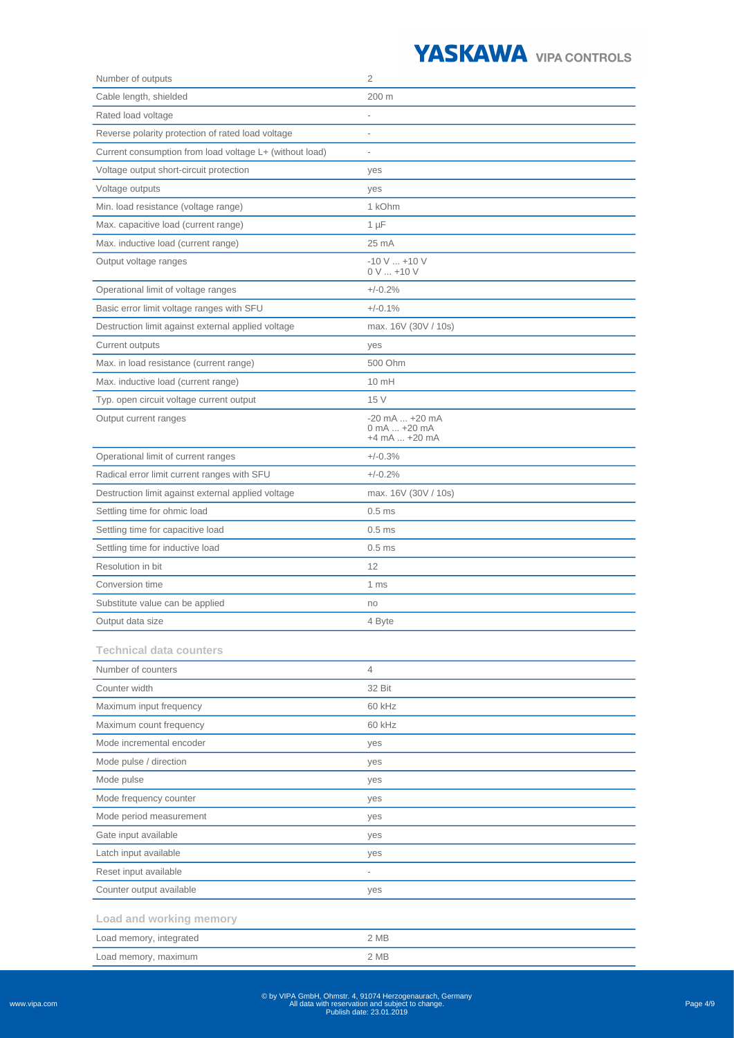| | |
|---|---|
| Number of outputs | 2 |
| Cable length, shielded | 200 m |
| Rated load voltage | - |
| Reverse polarity protection of rated load voltage | - |
| Current consumption from load voltage L+ (without load) | - |
| Voltage output short-circuit protection | yes |
| Voltage outputs | yes |
| Min. load resistance (voltage range) | 1 kOhm |
| Max. capacitive load (current range) | 1 µF |
| Max. inductive load (current range) | 25 mA |
| Output voltage ranges | -10 V ... +10 V<br>0 V ... +10 V |
| Operational limit of voltage ranges | +/-0.2% |
| Basic error limit voltage ranges with SFU | +/-0.1% |
| Destruction limit against external applied voltage | max. 16V (30V / 10s) |
| Current outputs | yes |
| Max. in load resistance (current range) | 500 Ohm |
| Max. inductive load (current range) | 10 mH |
| Typ. open circuit voltage current output | 15 V |
| Output current ranges | -20 mA ... +20 mA<br>0 mA ... +20 mA<br>+4 mA ... +20 mA |
| Operational limit of current ranges | +/-0.3% |
| Radical error limit current ranges with SFU | +/-0.2% |
| Destruction limit against external applied voltage | max. 16V (30V / 10s) |
| Settling time for ohmic load | 0.5 ms |
| Settling time for capacitive load | 0.5 ms |
| Settling time for inductive load | 0.5 ms |
| Resolution in bit | 12 |
| Conversion time | 1 ms |
| Substitute value can be applied | no |
| Output data size | 4 Byte |

### Technical data counters

| | |
|---|---|
| Number of counters | 4 |
| Counter width | 32 Bit |
| Maximum input frequency | 60 kHz |
| Maximum count frequency | 60 kHz |
| Mode incremental encoder | yes |
| Mode pulse / direction | yes |
| Mode pulse | yes |
| Mode frequency counter | yes |
| Mode period measurement | yes |
| Gate input available | yes |
| Latch input available | yes |
| Reset input available | - |
| Counter output available | yes |

### Load and working memory

| | |
|---|---|
| Load memory, integrated | 2 MB |
| Load memory, maximum | 2 MB |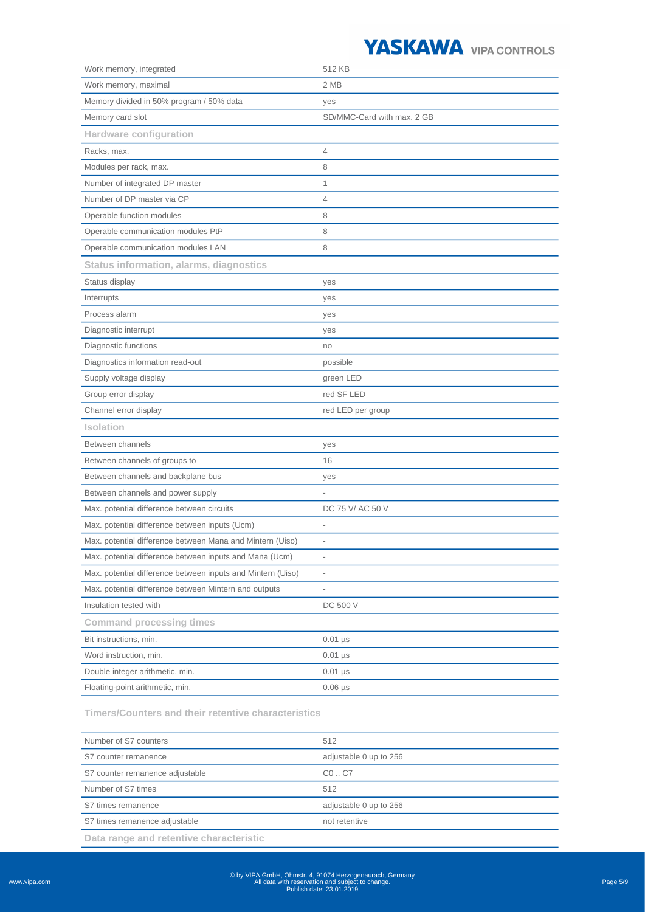| | |
|---|---|
| Work memory, integrated | 512 KB |
| Work memory, maximal | 2 MB |
| Memory divided in 50% program / 50% data | yes |
| Memory card slot | SD/MMC-Card with max. 2 GB |
| **Hardware configuration** | |
| Racks, max. | 4 |
| Modules per rack, max. | 8 |
| Number of integrated DP master | 1 |
| Number of DP master via CP | 4 |
| Operable function modules | 8 |
| Operable communication modules PtP | 8 |
| Operable communication modules LAN | 8 |
| **Status information, alarms, diagnostics** | |
| Status display | yes |
| Interrupts | yes |
| Process alarm | yes |
| Diagnostic interrupt | yes |
| Diagnostic functions | no |
| Diagnostics information read-out | possible |
| Supply voltage display | green LED |
| Group error display | red SF LED |
| Channel error display | red LED per group |
| **Isolation** | |
| Between channels | yes |
| Between channels of groups to | 16 |
| Between channels and backplane bus | yes |
| Between channels and power supply | - |
| Max. potential difference between circuits | DC 75 V/ AC 50 V |
| Max. potential difference between inputs (Ucm) | - |
| Max. potential difference between Mana and Mintern (Uiso) | - |
| Max. potential difference between inputs and Mana (Ucm) | - |
| Max. potential difference between inputs and Mintern (Uiso) | - |
| Max. potential difference between Mintern and outputs | - |
| Insulation tested with | DC 500 V |
| **Command processing times** | |
| Bit instructions, min. | 0.01 µs |
| Word instruction, min. | 0.01 µs |
| Double integer arithmetic, min. | 0.01 µs |
| Floating-point arithmetic, min. | 0.06 µs |

**Timers/Counters and their retentive characteristics**

| | |
|---|---|
| Number of S7 counters | 512 |
| S7 counter remanence | adjustable 0 up to 256 |
| S7 counter remanence adjustable | C0 .. C7 |
| Number of S7 times | 512 |
| S7 times remanence | adjustable 0 up to 256 |
| S7 times remanence adjustable | not retentive |

**Data range and retentive characteristic**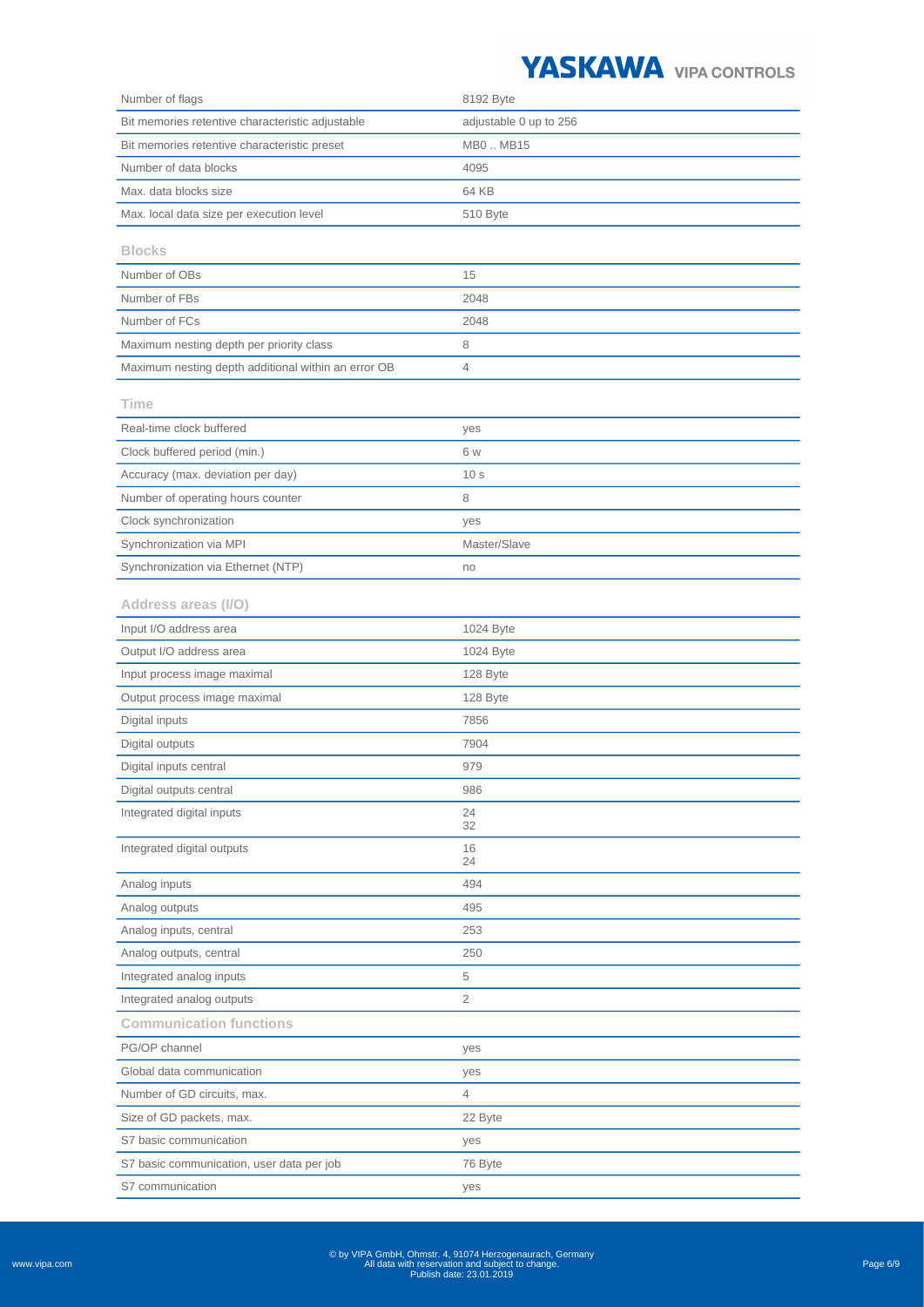| | |
|---|---|
| Number of flags | 8192 Byte |
| Bit memories retentive characteristic adjustable | adjustable 0 up to 256 |
| Bit memories retentive characteristic preset | MB0 .. MB15 |
| Number of data blocks | 4095 |
| Max. data blocks size | 64 KB |
| Max. local data size per execution level | 510 Byte |

### Blocks

| | |
|---|---|
| Number of OBs | 15 |
| Number of FBs | 2048 |
| Number of FCs | 2048 |
| Maximum nesting depth per priority class | 8 |
| Maximum nesting depth additional within an error OB | 4 |

### Time

| | |
|---|---|
| Real-time clock buffered | yes |
| Clock buffered period (min.) | 6 w |
| Accuracy (max. deviation per day) | 10 s |
| Number of operating hours counter | 8 |
| Clock synchronization | yes |
| Synchronization via MPI | Master/Slave |
| Synchronization via Ethernet (NTP) | no |

### Address areas (I/O)

| | |
|---|---|
| Input I/O address area | 1024 Byte |
| Output I/O address area | 1024 Byte |
| Input process image maximal | 128 Byte |
| Output process image maximal | 128 Byte |
| Digital inputs | 7856 |
| Digital outputs | 7904 |
| Digital inputs central | 979 |
| Digital outputs central | 986 |
| Integrated digital inputs | 24<br>32 |
| Integrated digital outputs | 16<br>24 |
| Analog inputs | 494 |
| Analog outputs | 495 |
| Analog inputs, central | 253 |
| Analog outputs, central | 250 |
| Integrated analog inputs | 5 |
| Integrated analog outputs | 2 |

### Communication functions

| | |
|---|---|
| PG/OP channel | yes |
| Global data communication | yes |
| Number of GD circuits, max. | 4 |
| Size of GD packets, max. | 22 Byte |
| S7 basic communication | yes |
| S7 basic communication, user data per job | 76 Byte |
| S7 communication | yes |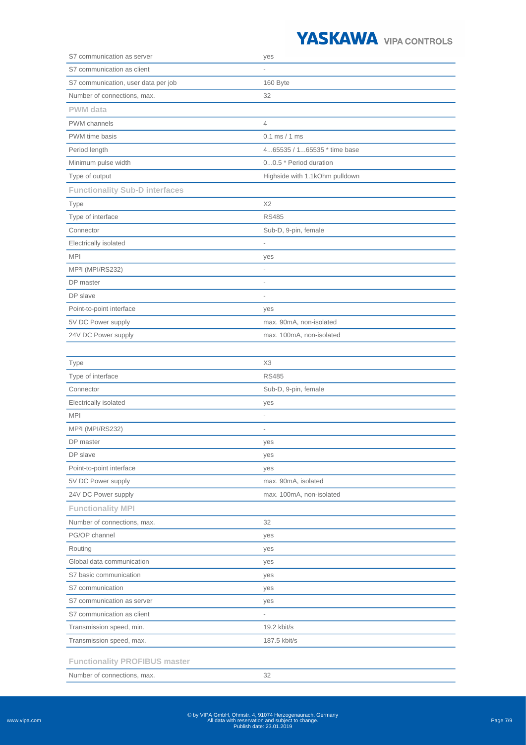| | |
|---|---|
| S7 communication as server | yes |
| S7 communication as client | - |
| S7 communication, user data per job | 160 Byte |
| Number of connections, max. | 32 |

**PWM data**

| | |
|---|---|
| PWM channels | 4 |
| PWM time basis | 0.1 ms / 1 ms |
| Period length | 4...65535 / 1...65535 * time base |
| Minimum pulse width | 0...0.5 * Period duration |
| Type of output | Highside with 1.1kOhm pulldown |

**Functionality Sub-D interfaces**

| | |
|---|---|
| Type | X2 |
| Type of interface | RS485 |
| Connector | Sub-D, 9-pin, female |
| Electrically isolated | - |
| MPI | yes |
| MP²I (MPI/RS232) | - |
| DP master | - |
| DP slave | - |
| Point-to-point interface | yes |
| 5V DC Power supply | max. 90mA, non-isolated |
| 24V DC Power supply | max. 100mA, non-isolated |

| | |
|---|---|
| Type | X3 |
| Type of interface | RS485 |
| Connector | Sub-D, 9-pin, female |
| Electrically isolated | yes |
| MPI | - |
| MP²I (MPI/RS232) | - |
| DP master | yes |
| DP slave | yes |
| Point-to-point interface | yes |
| 5V DC Power supply | max. 90mA, isolated |
| 24V DC Power supply | max. 100mA, non-isolated |

**Functionality MPI**

| | |
|---|---|
| Number of connections, max. | 32 |
| PG/OP channel | yes |
| Routing | yes |
| Global data communication | yes |
| S7 basic communication | yes |
| S7 communication | yes |
| S7 communication as server | yes |
| S7 communication as client | - |
| Transmission speed, min. | 19.2 kbit/s |
| Transmission speed, max. | 187.5 kbit/s |

**Functionality PROFIBUS master**

| | |
|---|---|
| Number of connections, max. | 32 |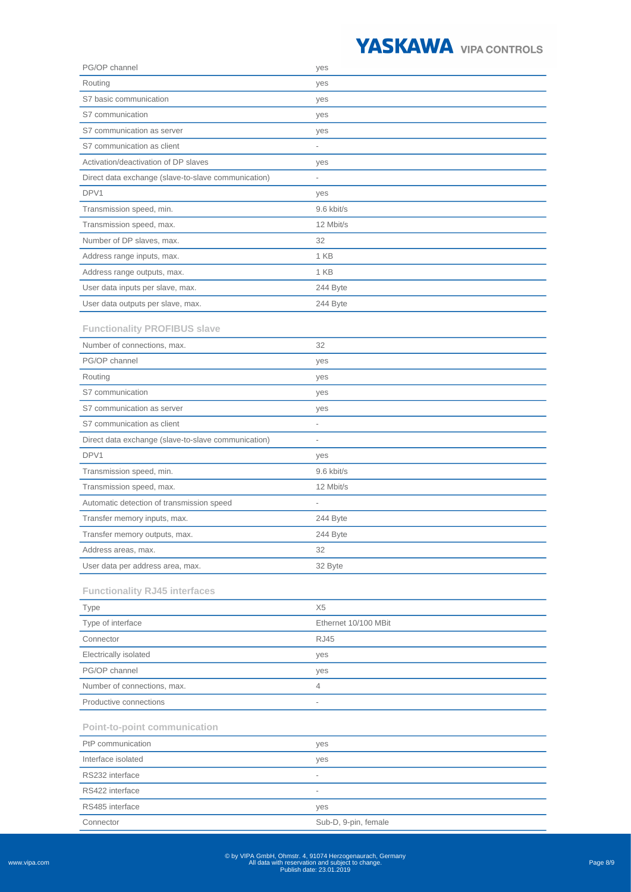| | |
|---|---|
| PG/OP channel | yes |
| Routing | yes |
| S7 basic communication | yes |
| S7 communication | yes |
| S7 communication as server | yes |
| S7 communication as client | - |
| Activation/deactivation of DP slaves | yes |
| Direct data exchange (slave-to-slave communication) | - |
| DPV1 | yes |
| Transmission speed, min. | 9.6 kbit/s |
| Transmission speed, max. | 12 Mbit/s |
| Number of DP slaves, max. | 32 |
| Address range inputs, max. | 1 KB |
| Address range outputs, max. | 1 KB |
| User data inputs per slave, max. | 244 Byte |
| User data outputs per slave, max. | 244 Byte |

### Functionality PROFIBUS slave

| | |
|---|---|
| Number of connections, max. | 32 |
| PG/OP channel | yes |
| Routing | yes |
| S7 communication | yes |
| S7 communication as server | yes |
| S7 communication as client | - |
| Direct data exchange (slave-to-slave communication) | - |
| DPV1 | yes |
| Transmission speed, min. | 9.6 kbit/s |
| Transmission speed, max. | 12 Mbit/s |
| Automatic detection of transmission speed | - |
| Transfer memory inputs, max. | 244 Byte |
| Transfer memory outputs, max. | 244 Byte |
| Address areas, max. | 32 |
| User data per address area, max. | 32 Byte |

### Functionality RJ45 interfaces

| | |
|---|---|
| Type | X5 |
| Type of interface | Ethernet 10/100 MBit |
| Connector | RJ45 |
| Electrically isolated | yes |
| PG/OP channel | yes |
| Number of connections, max. | 4 |
| Productive connections | - |

### Point-to-point communication

| | |
|---|---|
| PtP communication | yes |
| Interface isolated | yes |
| RS232 interface | - |
| RS422 interface | - |
| RS485 interface | yes |
| Connector | Sub-D, 9-pin, female |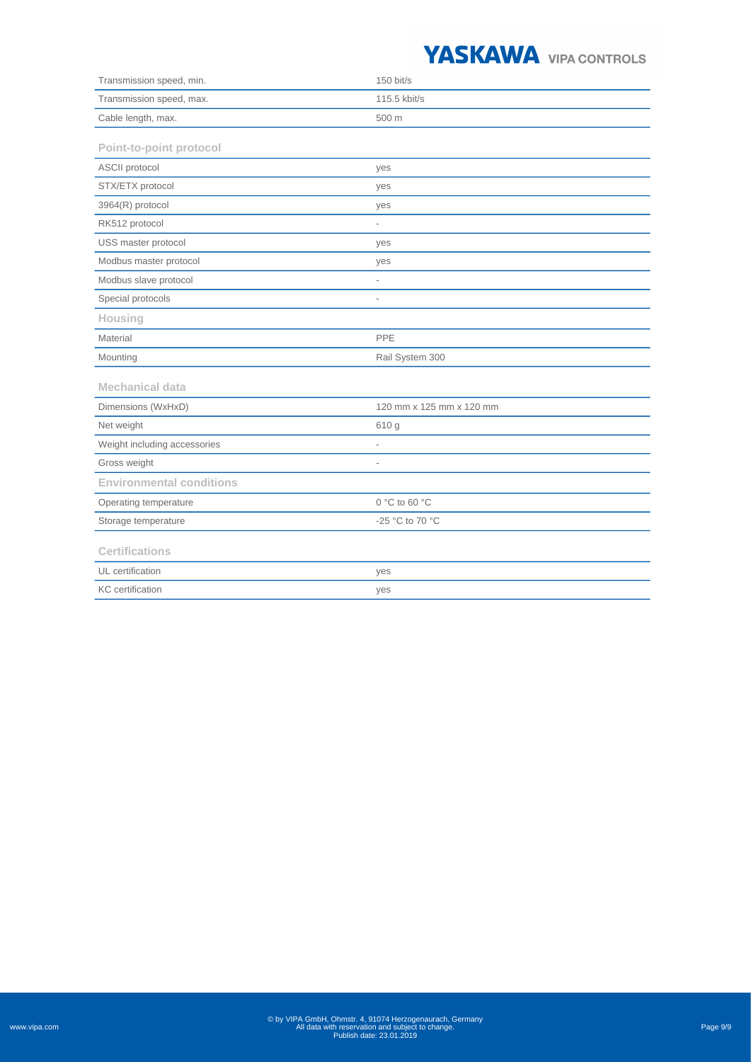| | |
|---|---|
| Transmission speed, min. | 150 bit/s |
| Transmission speed, max. | 115.5 kbit/s |
| Cable length, max. | 500 m |

### Point-to-point protocol

| | |
|---|---|
| ASCII protocol | yes |
| STX/ETX protocol | yes |
| 3964(R) protocol | yes |
| RK512 protocol | - |
| USS master protocol | yes |
| Modbus master protocol | yes |
| Modbus slave protocol | - |
| Special protocols | - |

### Housing

| | |
|---|---|
| Material | PPE |
| Mounting | Rail System 300 |

### Mechanical data

| | |
|---|---|
| Dimensions (WxHxD) | 120 mm x 125 mm x 120 mm |
| Net weight | 610 g |
| Weight including accessories | - |
| Gross weight | - |

### Environmental conditions

| | |
|---|---|
| Operating temperature | 0 °C to 60 °C |
| Storage temperature | -25 °C to 70 °C |

### Certifications

| | |
|---|---|
| UL certification | yes |
| KC certification | yes |

© by VIPA GmbH, Ohmstr. 4, 91074 Herzogenaurach, Germany
All data with reservation and subject to change.
Publish date: 23.01.2019